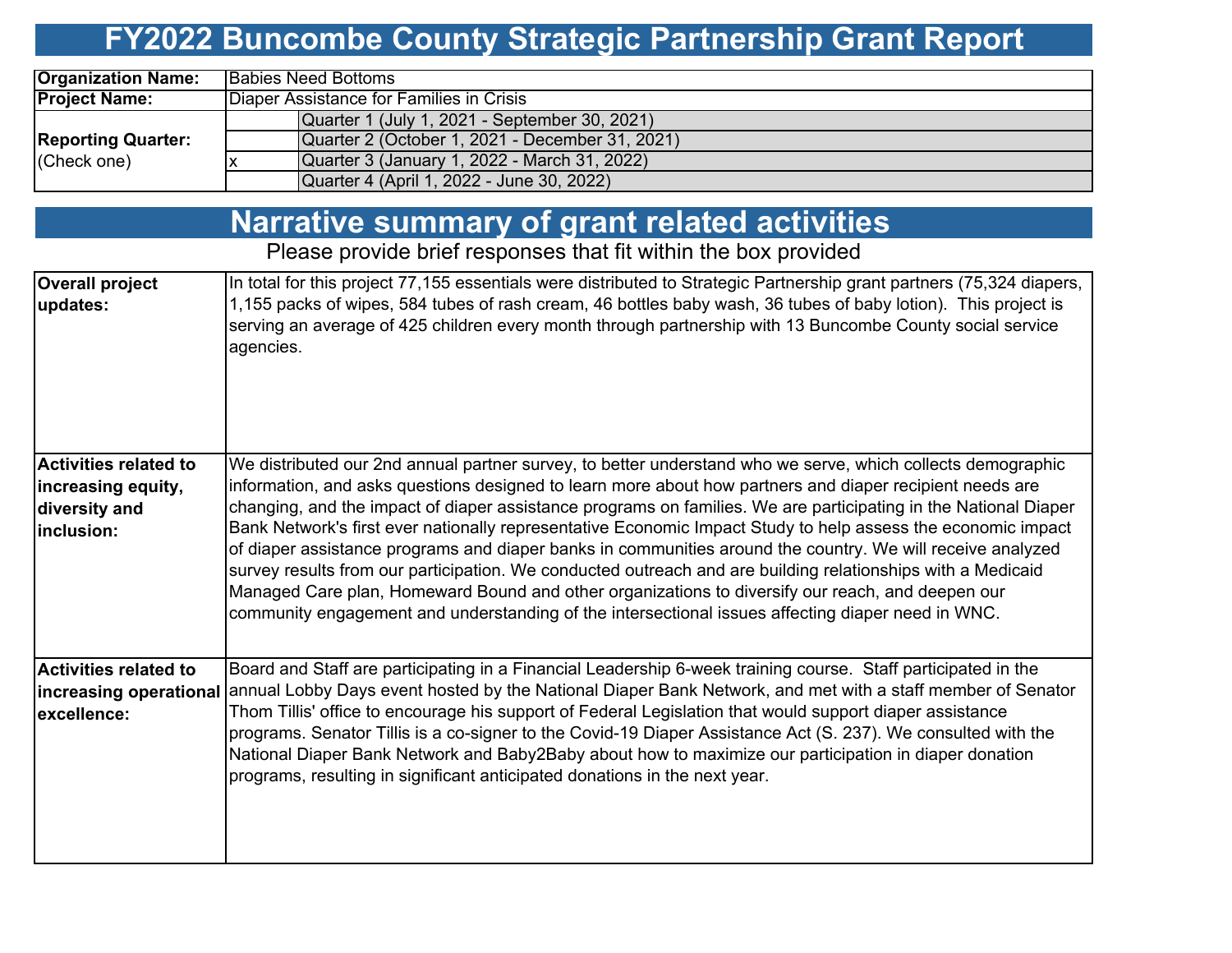# FY2022 Buncombe County Strategic Partnership Grant Report

| | | |
|---|---|---|
| **Organization Name:** | Babies Need Bottoms | |
| **Project Name:** | Diaper Assistance for Families in Crisis | |
| **Reporting Quarter:** (Check one) | | Quarter 1 (July 1, 2021 - September 30, 2021) |
| | | Quarter 2 (October 1, 2021 - December 31, 2021) |
| | x | Quarter 3 (January 1, 2022 - March 31, 2022) |
| | | Quarter 4 (April 1, 2022 - June 30, 2022) |

## Narrative summary of grant related activities

Please provide brief responses that fit within the box provided

| | |
|---|---|
| **Overall project updates:** | In total for this project 77,155 essentials were distributed to Strategic Partnership grant partners (75,324 diapers, 1,155 packs of wipes, 584 tubes of rash cream, 46 bottles baby wash, 36 tubes of baby lotion). This project is serving an average of 425 children every month through partnership with 13 Buncombe County social service agencies. |
| **Activities related to increasing equity, diversity and inclusion:** | We distributed our 2nd annual partner survey, to better understand who we serve, which collects demographic information, and asks questions designed to learn more about how partners and diaper recipient needs are changing, and the impact of diaper assistance programs on families. We are participating in the National Diaper Bank Network's first ever nationally representative Economic Impact Study to help assess the economic impact of diaper assistance programs and diaper banks in communities around the country. We will receive analyzed survey results from our participation. We conducted outreach and are building relationships with a Medicaid Managed Care plan, Homeward Bound and other organizations to diversify our reach, and deepen our community engagement and understanding of the intersectional issues affecting diaper need in WNC. |
| **Activities related to increasing operational excellence:** | Board and Staff are participating in a Financial Leadership 6-week training course. Staff participated in the annual Lobby Days event hosted by the National Diaper Bank Network, and met with a staff member of Senator Thom Tillis' office to encourage his support of Federal Legislation that would support diaper assistance programs. Senator Tillis is a co-signer to the Covid-19 Diaper Assistance Act (S. 237). We consulted with the National Diaper Bank Network and Baby2Baby about how to maximize our participation in diaper donation programs, resulting in significant anticipated donations in the next year. |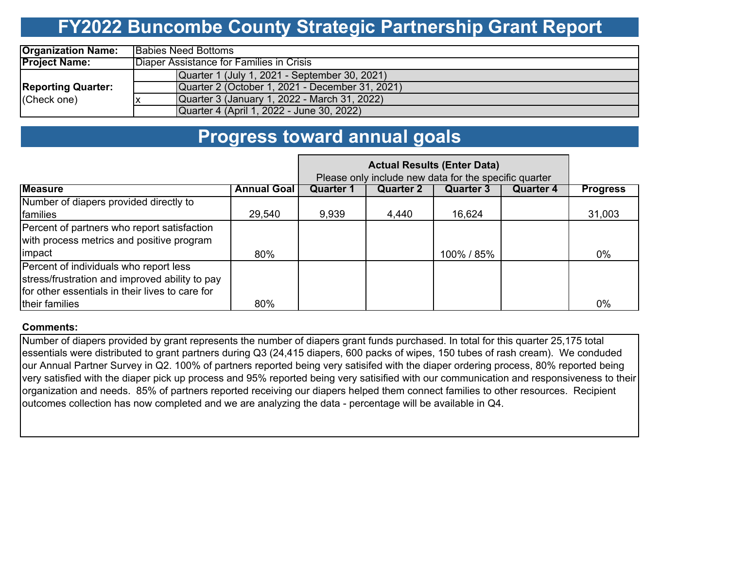# FY2022 Buncombe County Strategic Partnership Grant Report

| | | |
|---|---|---|
| **Organization Name:** | Babies Need Bottoms | |
| **Project Name:** | Diaper Assistance for Families in Crisis | |
| **Reporting Quarter:** (Check one) | | Quarter 1 (July 1, 2021 - September 30, 2021) |
| | | Quarter 2 (October 1, 2021 - December 31, 2021) |
| | x | Quarter 3 (January 1, 2022 - March 31, 2022) |
| | | Quarter 4 (April 1, 2022 - June 30, 2022) |

# Progress toward annual goals

| | | **Actual Results (Enter Data)** Please only include new data for the specific quarter | | | | |
|---|---|---|---|---|---|---|
| **Measure** | **Annual Goal** | **Quarter 1** | **Quarter 2** | **Quarter 3** | **Quarter 4** | **Progress** |
| Number of diapers provided directly to families | 29,540 | 9,939 | 4,440 | 16,624 | | 31,003 |
| Percent of partners who report satisfaction with process metrics and positive program impact | 80% | | | 100% / 85% | | 0% |
| Percent of individuals who report less stress/frustration and improved ability to pay for other essentials in their lives to care for their families | 80% | | | | | 0% |

**Comments:**

Number of diapers provided by grant represents the number of diapers grant funds purchased. In total for this quarter 25,175 total essentials were distributed to grant partners during Q3 (24,415 diapers, 600 packs of wipes, 150 tubes of rash cream). We conduded our Annual Partner Survey in Q2. 100% of partners reported being very satisifed with the diaper ordering process, 80% reported being very satisfied with the diaper pick up process and 95% reported being very satisified with our communication and responsiveness to their organization and needs. 85% of partners reported receiving our diapers helped them connect families to other resources. Recipient outcomes collection has now completed and we are analyzing the data - percentage will be available in Q4.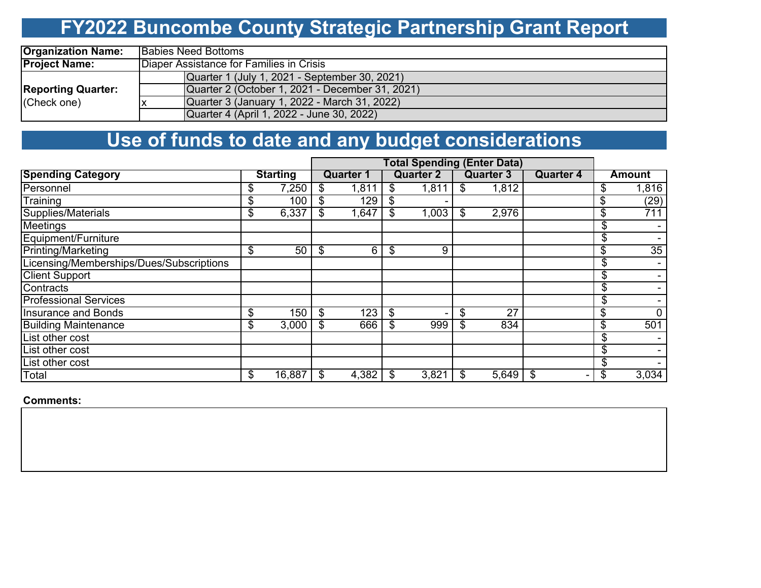# FY2022 Buncombe County Strategic Partnership Grant Report

| | | |
|---|---|---|
| **Organization Name:** | Babies Need Bottoms | |
| **Project Name:** | Diaper Assistance for Families in Crisis | |
| **Reporting Quarter:** (Check one) | | Quarter 1 (July 1, 2021 - September 30, 2021) |
| | | Quarter 2 (October 1, 2021 - December 31, 2021) |
| | x | Quarter 3 (January 1, 2022 - March 31, 2022) |
| | | Quarter 4 (April 1, 2022 - June 30, 2022) |

# Use of funds to date and any budget considerations

| | | Total Spending (Enter Data) | | | | |
|---|---|---|---|---|---|---|
| **Spending Category** | **Starting** | **Quarter 1** | **Quarter 2** | **Quarter 3** | **Quarter 4** | **Amount** |
| Personnel | $ 7,250 | $ 1,811 | $ 1,811 | $ 1,812 | | $ 1,816 |
| Training | $ 100 | $ 129 | $ - | | | $ (29) |
| Supplies/Materials | $ 6,337 | $ 1,647 | $ 1,003 | $ 2,976 | | $ 711 |
| Meetings | | | | | | $ - |
| Equipment/Furniture | | | | | | $ - |
| Printing/Marketing | $ 50 | $ 6 | $ 9 | | | $ 35 |
| Licensing/Memberships/Dues/Subscriptions | | | | | | $ - |
| Client Support | | | | | | $ - |
| Contracts | | | | | | $ - |
| Professional Services | | | | | | $ - |
| Insurance and Bonds | $ 150 | $ 123 | $ - | $ 27 | | $ 0 |
| Building Maintenance | $ 3,000 | $ 666 | $ 999 | $ 834 | | $ 501 |
| List other cost | | | | | | $ - |
| List other cost | | | | | | $ - |
| List other cost | | | | | | $ - |
| Total | $ 16,887 | $ 4,382 | $ 3,821 | $ 5,649 | $ - | $ 3,034 |

**Comments:**